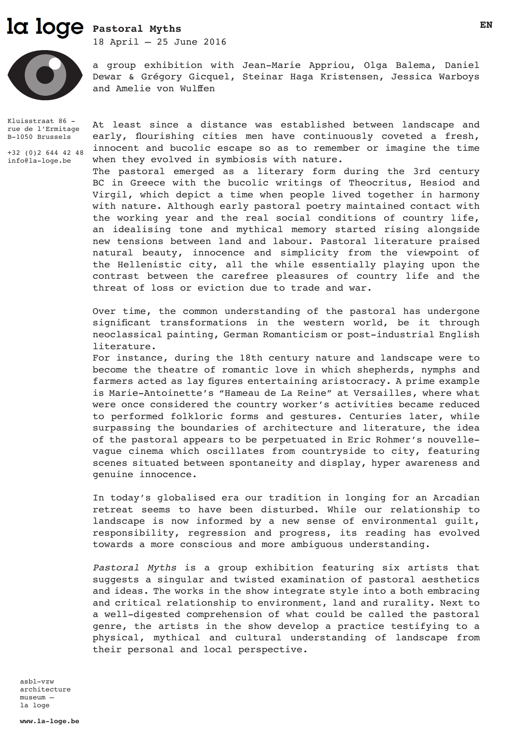la loge

# Pastoral Myths

18 April — 25 June 2016

EN

a group exhibition with Jean-Marie Appriou, Olga Balema, Daniel Dewar & Grégory Gicquel, Steinar Haga Kristensen, Jessica Warboys and Amelie von Wulffen

Kluisstraat 86 -
rue de l'Ermitage
B-1050 Brussels

+32 (0)2 644 42 48
info@la-loge.be

At least since a distance was established between landscape and early, flourishing cities men have continuously coveted a fresh, innocent and bucolic escape so as to remember or imagine the time when they evolved in symbiosis with nature.
The pastoral emerged as a literary form during the 3rd century BC in Greece with the bucolic writings of Theocritus, Hesiod and Virgil, which depict a time when people lived together in harmony with nature. Although early pastoral poetry maintained contact with the working year and the real social conditions of country life, an idealising tone and mythical memory started rising alongside new tensions between land and labour. Pastoral literature praised natural beauty, innocence and simplicity from the viewpoint of the Hellenistic city, all the while essentially playing upon the contrast between the carefree pleasures of country life and the threat of loss or eviction due to trade and war.

Over time, the common understanding of the pastoral has undergone significant transformations in the western world, be it through neoclassical painting, German Romanticism or post-industrial English literature.
For instance, during the 18th century nature and landscape were to become the theatre of romantic love in which shepherds, nymphs and farmers acted as lay figures entertaining aristocracy. A prime example is Marie-Antoinette's "Hameau de La Reine" at Versailles, where what were once considered the country worker's activities became reduced to performed folkloric forms and gestures. Centuries later, while surpassing the boundaries of architecture and literature, the idea of the pastoral appears to be perpetuated in Eric Rohmer's nouvelle-vague cinema which oscillates from countryside to city, featuring scenes situated between spontaneity and display, hyper awareness and genuine innocence.

In today's globalised era our tradition in longing for an Arcadian retreat seems to have been disturbed. While our relationship to landscape is now informed by a new sense of environmental guilt, responsibility, regression and progress, its reading has evolved towards a more conscious and more ambiguous understanding.

*Pastoral Myths* is a group exhibition featuring six artists that suggests a singular and twisted examination of pastoral aesthetics and ideas. The works in the show integrate style into a both embracing and critical relationship to environment, land and rurality. Next to a well-digested comprehension of what could be called the pastoral genre, the artists in the show develop a practice testifying to a physical, mythical and cultural understanding of landscape from their personal and local perspective.

asbl-vzw
architecture
museum —
la loge

**www.la-loge.be**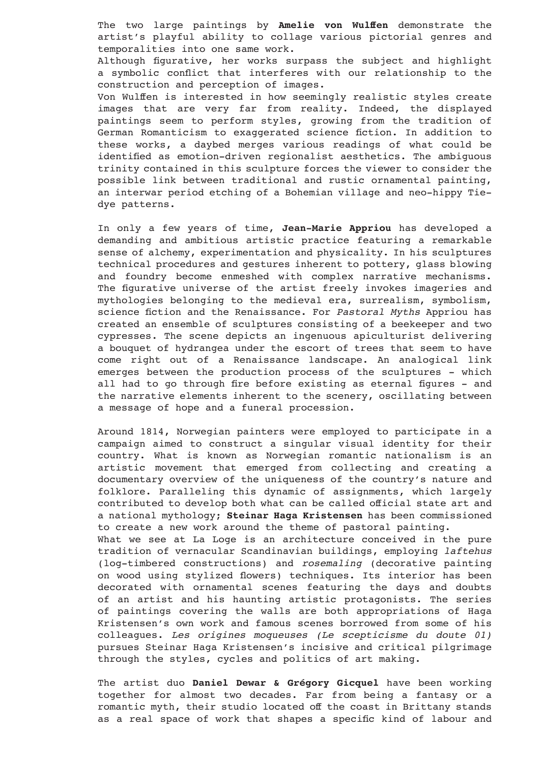The two large paintings by **Amelie von Wulffen** demonstrate the artist's playful ability to collage various pictorial genres and temporalities into one same work.
Although figurative, her works surpass the subject and highlight a symbolic conflict that interferes with our relationship to the construction and perception of images.
Von Wulffen is interested in how seemingly realistic styles create images that are very far from reality. Indeed, the displayed paintings seem to perform styles, growing from the tradition of German Romanticism to exaggerated science fiction. In addition to these works, a daybed merges various readings of what could be identified as emotion-driven regionalist aesthetics. The ambiguous trinity contained in this sculpture forces the viewer to consider the possible link between traditional and rustic ornamental painting, an interwar period etching of a Bohemian village and neo-hippy Tie-dye patterns.

In only a few years of time, **Jean-Marie Appriou** has developed a demanding and ambitious artistic practice featuring a remarkable sense of alchemy, experimentation and physicality. In his sculptures technical procedures and gestures inherent to pottery, glass blowing and foundry become enmeshed with complex narrative mechanisms. The figurative universe of the artist freely invokes imageries and mythologies belonging to the medieval era, surrealism, symbolism, science fiction and the Renaissance. For *Pastoral Myths* Appriou has created an ensemble of sculptures consisting of a beekeeper and two cypresses. The scene depicts an ingenuous apiculturist delivering a bouquet of hydrangea under the escort of trees that seem to have come right out of a Renaissance landscape. An analogical link emerges between the production process of the sculptures - which all had to go through fire before existing as eternal figures - and the narrative elements inherent to the scenery, oscillating between a message of hope and a funeral procession.

Around 1814, Norwegian painters were employed to participate in a campaign aimed to construct a singular visual identity for their country. What is known as Norwegian romantic nationalism is an artistic movement that emerged from collecting and creating a documentary overview of the uniqueness of the country's nature and folklore. Paralleling this dynamic of assignments, which largely contributed to develop both what can be called official state art and a national mythology; **Steinar Haga Kristensen** has been commissioned to create a new work around the theme of pastoral painting.
What we see at La Loge is an architecture conceived in the pure tradition of vernacular Scandinavian buildings, employing *laftehus* (log-timbered constructions) and *rosemaling* (decorative painting on wood using stylized flowers) techniques. Its interior has been decorated with ornamental scenes featuring the days and doubts of an artist and his haunting artistic protagonists. The series of paintings covering the walls are both appropriations of Haga Kristensen's own work and famous scenes borrowed from some of his colleagues. *Les origines moqueuses (Le scepticisme du doute 01)* pursues Steinar Haga Kristensen's incisive and critical pilgrimage through the styles, cycles and politics of art making.

The artist duo **Daniel Dewar & Grégory Gicquel** have been working together for almost two decades. Far from being a fantasy or a romantic myth, their studio located off the coast in Brittany stands as a real space of work that shapes a specific kind of labour and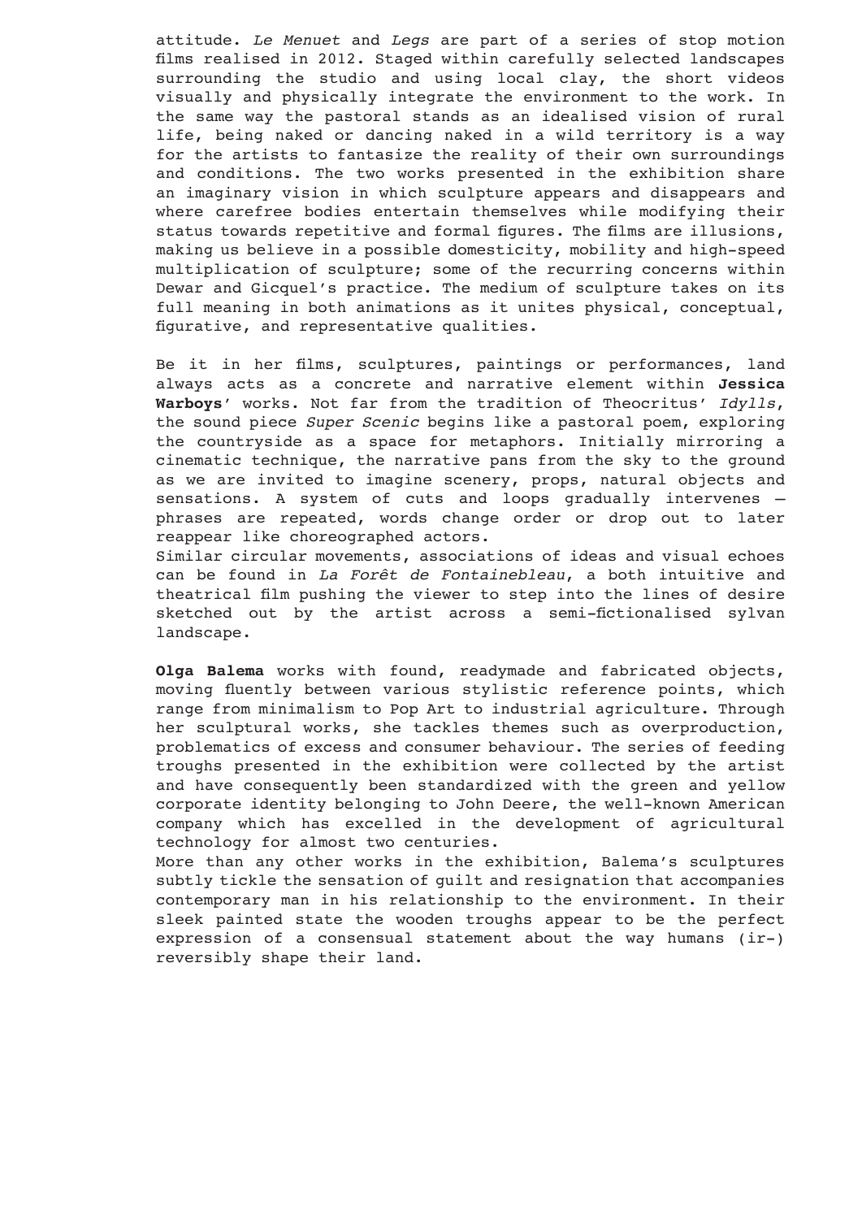attitude. *Le Menuet* and *Legs* are part of a series of stop motion films realised in 2012. Staged within carefully selected landscapes surrounding the studio and using local clay, the short videos visually and physically integrate the environment to the work. In the same way the pastoral stands as an idealised vision of rural life, being naked or dancing naked in a wild territory is a way for the artists to fantasize the reality of their own surroundings and conditions. The two works presented in the exhibition share an imaginary vision in which sculpture appears and disappears and where carefree bodies entertain themselves while modifying their status towards repetitive and formal figures. The films are illusions, making us believe in a possible domesticity, mobility and high-speed multiplication of sculpture; some of the recurring concerns within Dewar and Gicquel's practice. The medium of sculpture takes on its full meaning in both animations as it unites physical, conceptual, figurative, and representative qualities.

Be it in her films, sculptures, paintings or performances, land always acts as a concrete and narrative element within **Jessica Warboys**' works. Not far from the tradition of Theocritus' *Idylls*, the sound piece *Super Scenic* begins like a pastoral poem, exploring the countryside as a space for metaphors. Initially mirroring a cinematic technique, the narrative pans from the sky to the ground as we are invited to imagine scenery, props, natural objects and sensations. A system of cuts and loops gradually intervenes – phrases are repeated, words change order or drop out to later reappear like choreographed actors.
Similar circular movements, associations of ideas and visual echoes can be found in *La Forêt de Fontainebleau*, a both intuitive and theatrical film pushing the viewer to step into the lines of desire sketched out by the artist across a semi-fictionalised sylvan landscape.

**Olga Balema** works with found, readymade and fabricated objects, moving fluently between various stylistic reference points, which range from minimalism to Pop Art to industrial agriculture. Through her sculptural works, she tackles themes such as overproduction, problematics of excess and consumer behaviour. The series of feeding troughs presented in the exhibition were collected by the artist and have consequently been standardized with the green and yellow corporate identity belonging to John Deere, the well-known American company which has excelled in the development of agricultural technology for almost two centuries.
More than any other works in the exhibition, Balema's sculptures subtly tickle the sensation of guilt and resignation that accompanies contemporary man in his relationship to the environment. In their sleek painted state the wooden troughs appear to be the perfect expression of a consensual statement about the way humans (ir-) reversibly shape their land.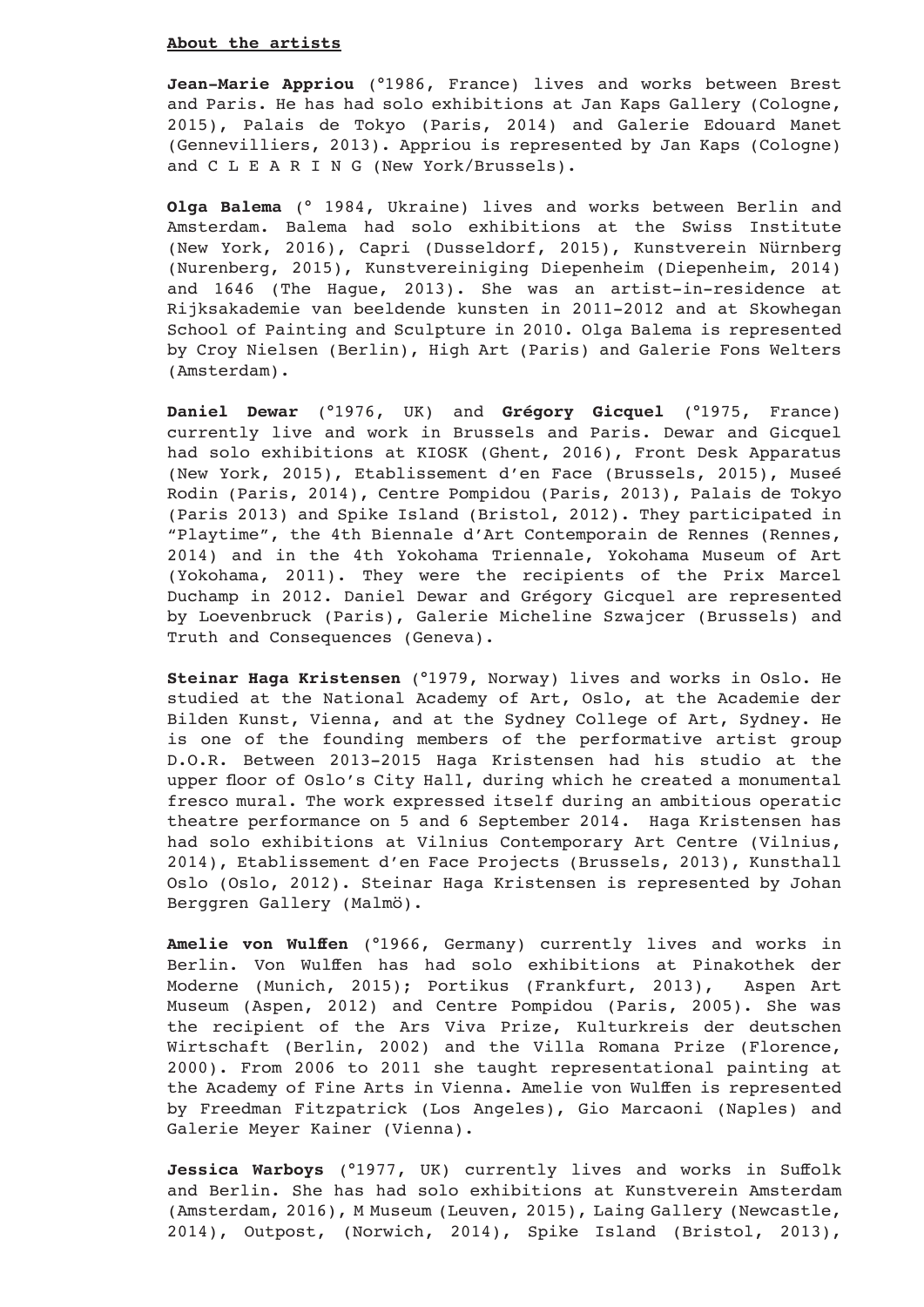**About the artists**

**Jean-Marie Appriou** (°1986, France) lives and works between Brest and Paris. He has had solo exhibitions at Jan Kaps Gallery (Cologne, 2015), Palais de Tokyo (Paris, 2014) and Galerie Edouard Manet (Gennevilliers, 2013). Appriou is represented by Jan Kaps (Cologne) and C L E A R I N G (New York/Brussels).

**Olga Balema** (° 1984, Ukraine) lives and works between Berlin and Amsterdam. Balema had solo exhibitions at the Swiss Institute (New York, 2016), Capri (Dusseldorf, 2015), Kunstverein Nürnberg (Nurenberg, 2015), Kunstvereiniging Diepenheim (Diepenheim, 2014) and 1646 (The Hague, 2013). She was an artist-in-residence at Rijksakademie van beeldende kunsten in 2011-2012 and at Skowhegan School of Painting and Sculpture in 2010. Olga Balema is represented by Croy Nielsen (Berlin), High Art (Paris) and Galerie Fons Welters (Amsterdam).

**Daniel Dewar** (°1976, UK) and **Grégory Gicquel** (°1975, France) currently live and work in Brussels and Paris. Dewar and Gicquel had solo exhibitions at KIOSK (Ghent, 2016), Front Desk Apparatus (New York, 2015), Etablissement d'en Face (Brussels, 2015), Museé Rodin (Paris, 2014), Centre Pompidou (Paris, 2013), Palais de Tokyo (Paris 2013) and Spike Island (Bristol, 2012). They participated in "Playtime", the 4th Biennale d'Art Contemporain de Rennes (Rennes, 2014) and in the 4th Yokohama Triennale, Yokohama Museum of Art (Yokohama, 2011). They were the recipients of the Prix Marcel Duchamp in 2012. Daniel Dewar and Grégory Gicquel are represented by Loevenbruck (Paris), Galerie Micheline Szwajcer (Brussels) and Truth and Consequences (Geneva).

**Steinar Haga Kristensen** (°1979, Norway) lives and works in Oslo. He studied at the National Academy of Art, Oslo, at the Academie der Bilden Kunst, Vienna, and at the Sydney College of Art, Sydney. He is one of the founding members of the performative artist group D.O.R. Between 2013-2015 Haga Kristensen had his studio at the upper floor of Oslo's City Hall, during which he created a monumental fresco mural. The work expressed itself during an ambitious operatic theatre performance on 5 and 6 September 2014. Haga Kristensen has had solo exhibitions at Vilnius Contemporary Art Centre (Vilnius, 2014), Etablissement d'en Face Projects (Brussels, 2013), Kunsthall Oslo (Oslo, 2012). Steinar Haga Kristensen is represented by Johan Berggren Gallery (Malmö).

**Amelie von Wulffen** (°1966, Germany) currently lives and works in Berlin. Von Wulffen has had solo exhibitions at Pinakothek der Moderne (Munich, 2015); Portikus (Frankfurt, 2013), Aspen Art Museum (Aspen, 2012) and Centre Pompidou (Paris, 2005). She was the recipient of the Ars Viva Prize, Kulturkreis der deutschen Wirtschaft (Berlin, 2002) and the Villa Romana Prize (Florence, 2000). From 2006 to 2011 she taught representational painting at the Academy of Fine Arts in Vienna. Amelie von Wulffen is represented by Freedman Fitzpatrick (Los Angeles), Gio Marcaoni (Naples) and Galerie Meyer Kainer (Vienna).

**Jessica Warboys** (°1977, UK) currently lives and works in Suffolk and Berlin. She has had solo exhibitions at Kunstverein Amsterdam (Amsterdam, 2016), M Museum (Leuven, 2015), Laing Gallery (Newcastle, 2014), Outpost, (Norwich, 2014), Spike Island (Bristol, 2013),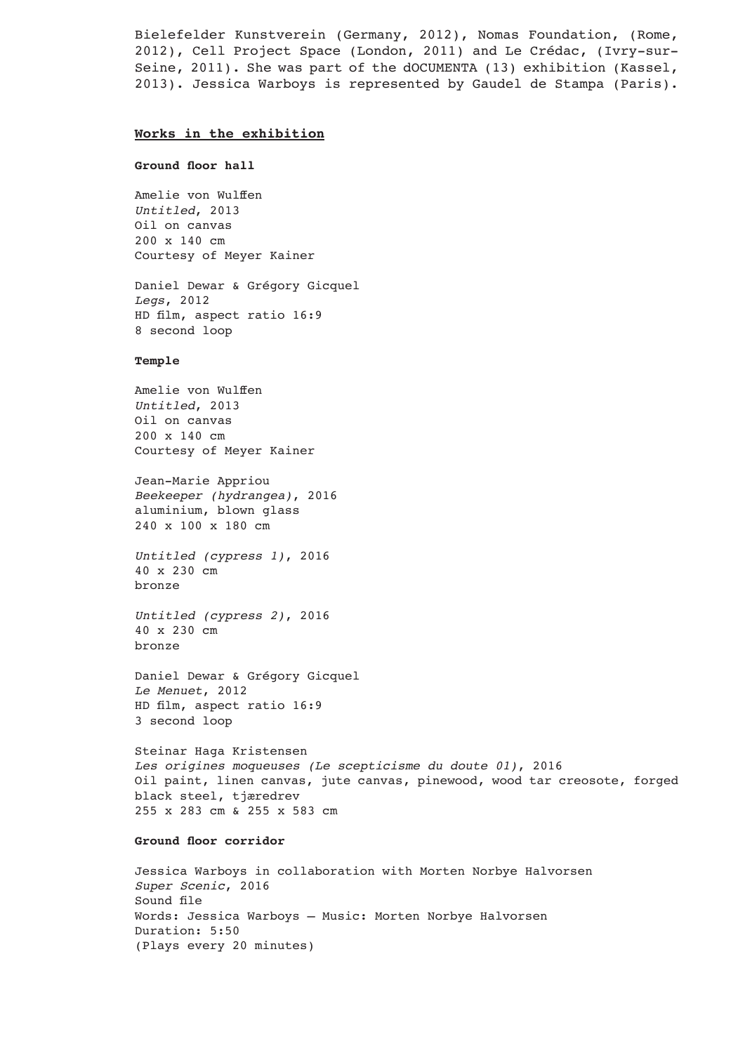Bielefelder Kunstverein (Germany, 2012), Nomas Foundation, (Rome, 2012), Cell Project Space (London, 2011) and Le Crédac, (Ivry-sur-Seine, 2011). She was part of the dOCUMENTA (13) exhibition (Kassel, 2013). Jessica Warboys is represented by Gaudel de Stampa (Paris).

## Works in the exhibition

### Ground floor hall

Amelie von Wulffen
*Untitled*, 2013
Oil on canvas
200 x 140 cm
Courtesy of Meyer Kainer

Daniel Dewar & Grégory Gicquel
*Legs*, 2012
HD film, aspect ratio 16:9
8 second loop

### Temple

Amelie von Wulffen
*Untitled*, 2013
Oil on canvas
200 x 140 cm
Courtesy of Meyer Kainer

Jean-Marie Appriou
*Beekeeper (hydrangea)*, 2016
aluminium, blown glass
240 x 100 x 180 cm

*Untitled (cypress 1)*, 2016
40 x 230 cm
bronze

*Untitled (cypress 2)*, 2016
40 x 230 cm
bronze

Daniel Dewar & Grégory Gicquel
*Le Menuet*, 2012
HD film, aspect ratio 16:9
3 second loop

Steinar Haga Kristensen
*Les origines moqueuses (Le scepticisme du doute 01)*, 2016
Oil paint, linen canvas, jute canvas, pinewood, wood tar creosote, forged black steel, tjæredrev
255 x 283 cm & 255 x 583 cm

### Ground floor corridor

Jessica Warboys in collaboration with Morten Norbye Halvorsen
*Super Scenic*, 2016
Sound file
Words: Jessica Warboys – Music: Morten Norbye Halvorsen
Duration: 5:50
(Plays every 20 minutes)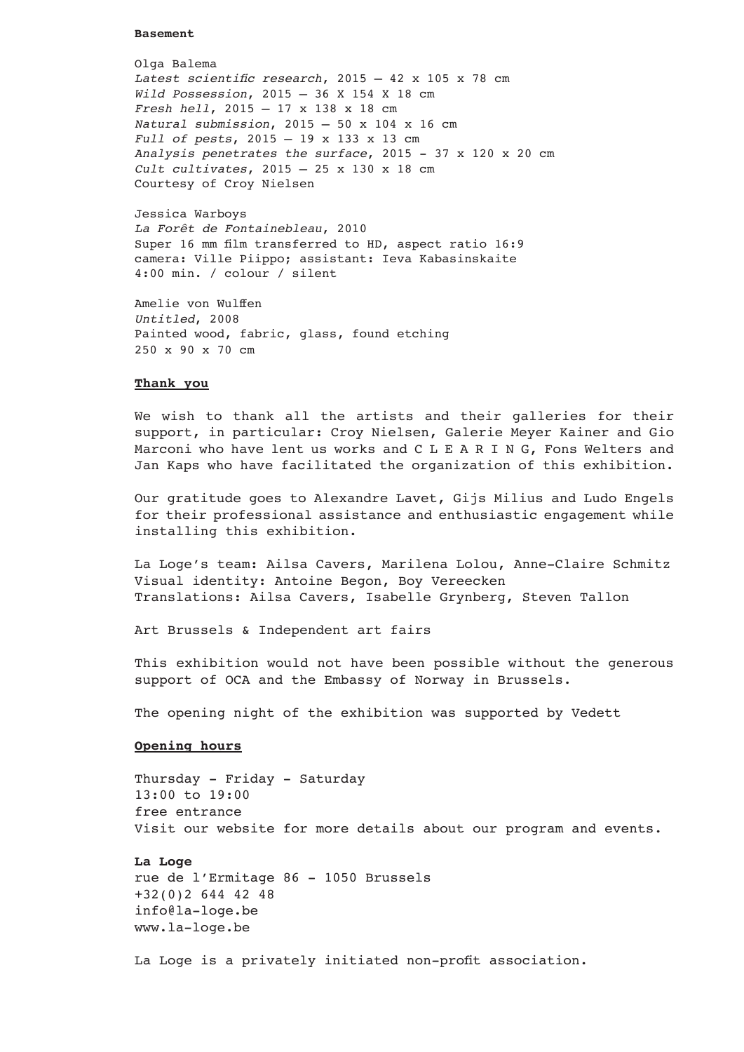**Basement**

Olga Balema
*Latest scientific research*, 2015 – 42 x 105 x 78 cm
*Wild Possession*, 2015 – 36 X 154 X 18 cm
*Fresh hell*, 2015 – 17 x 138 x 18 cm
*Natural submission*, 2015 – 50 x 104 x 16 cm
*Full of pests*, 2015 – 19 x 133 x 13 cm
*Analysis penetrates the surface*, 2015 - 37 x 120 x 20 cm
*Cult cultivates*, 2015 – 25 x 130 x 18 cm
Courtesy of Croy Nielsen

Jessica Warboys
*La Forêt de Fontainebleau*, 2010
Super 16 mm film transferred to HD, aspect ratio 16:9
camera: Ville Piippo; assistant: Ieva Kabasinskaite
4:00 min. / colour / silent

Amelie von Wulffen
*Untitled*, 2008
Painted wood, fabric, glass, found etching
250 x 90 x 70 cm

**Thank you**

We wish to thank all the artists and their galleries for their support, in particular: Croy Nielsen, Galerie Meyer Kainer and Gio Marconi who have lent us works and C L E A R I N G, Fons Welters and Jan Kaps who have facilitated the organization of this exhibition.

Our gratitude goes to Alexandre Lavet, Gijs Milius and Ludo Engels for their professional assistance and enthusiastic engagement while installing this exhibition.

La Loge's team: Ailsa Cavers, Marilena Lolou, Anne-Claire Schmitz
Visual identity: Antoine Begon, Boy Vereecken
Translations: Ailsa Cavers, Isabelle Grynberg, Steven Tallon

Art Brussels & Independent art fairs

This exhibition would not have been possible without the generous support of OCA and the Embassy of Norway in Brussels.

The opening night of the exhibition was supported by Vedett

**Opening hours**

Thursday - Friday - Saturday
13:00 to 19:00
free entrance
Visit our website for more details about our program and events.

**La Loge**
rue de l'Ermitage 86 - 1050 Brussels
+32(0)2 644 42 48
info@la-loge.be
www.la-loge.be

La Loge is a privately initiated non-profit association.